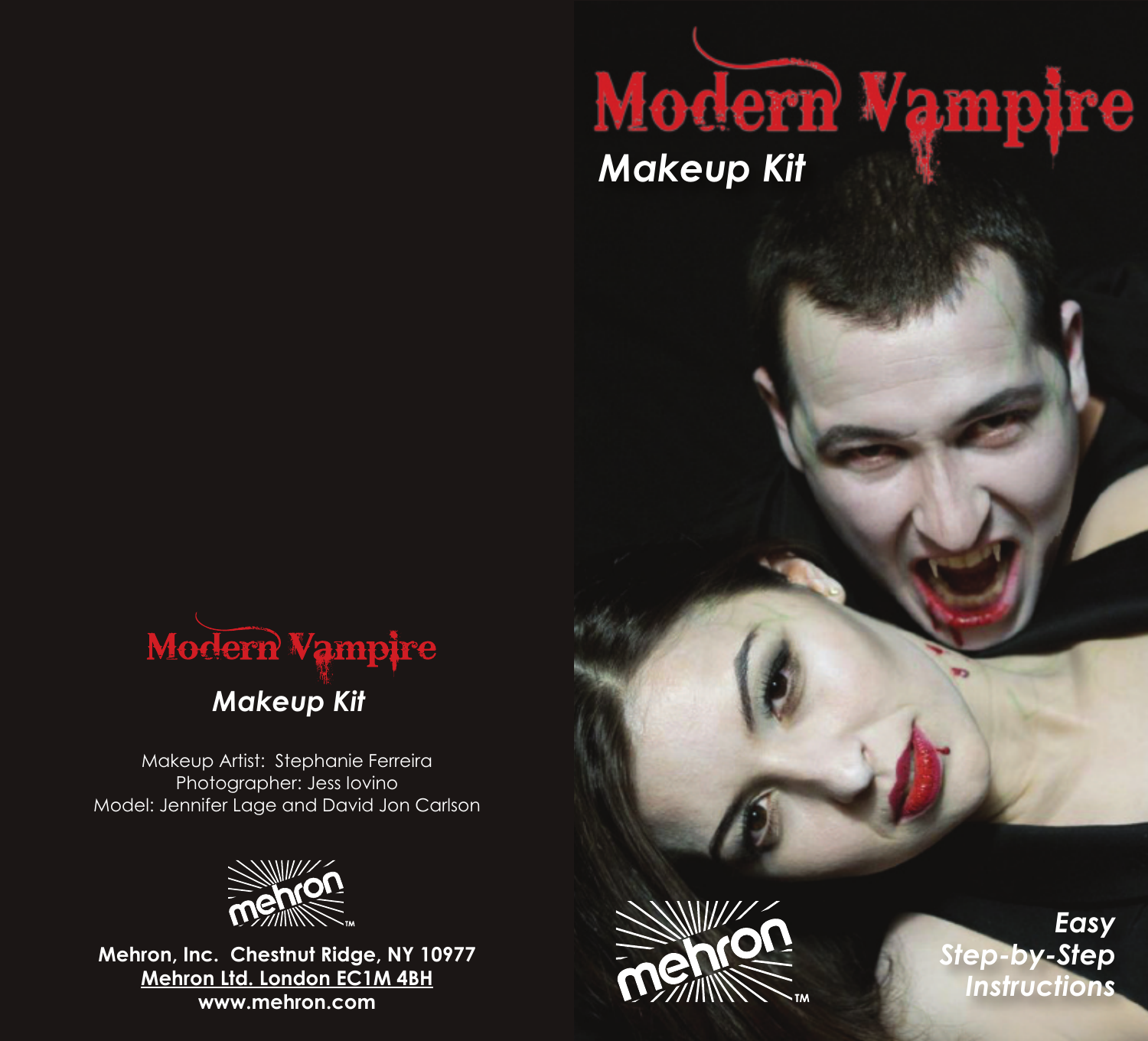# Modern Vampire

## *Makeup Kit*

Makeup Artist: Stephanie Ferreira
Photographer: Jess Iovino
Model: Jennifer Lage and David Jon Carlson

mehron™

**Mehron, Inc. Chestnut Ridge, NY 10977**
**Mehron Ltd. London EC1M 4BH**
**www.mehron.com**

# Modern Vampire

## *Makeup Kit*

mehron™

***Easy Step-by-Step Instructions***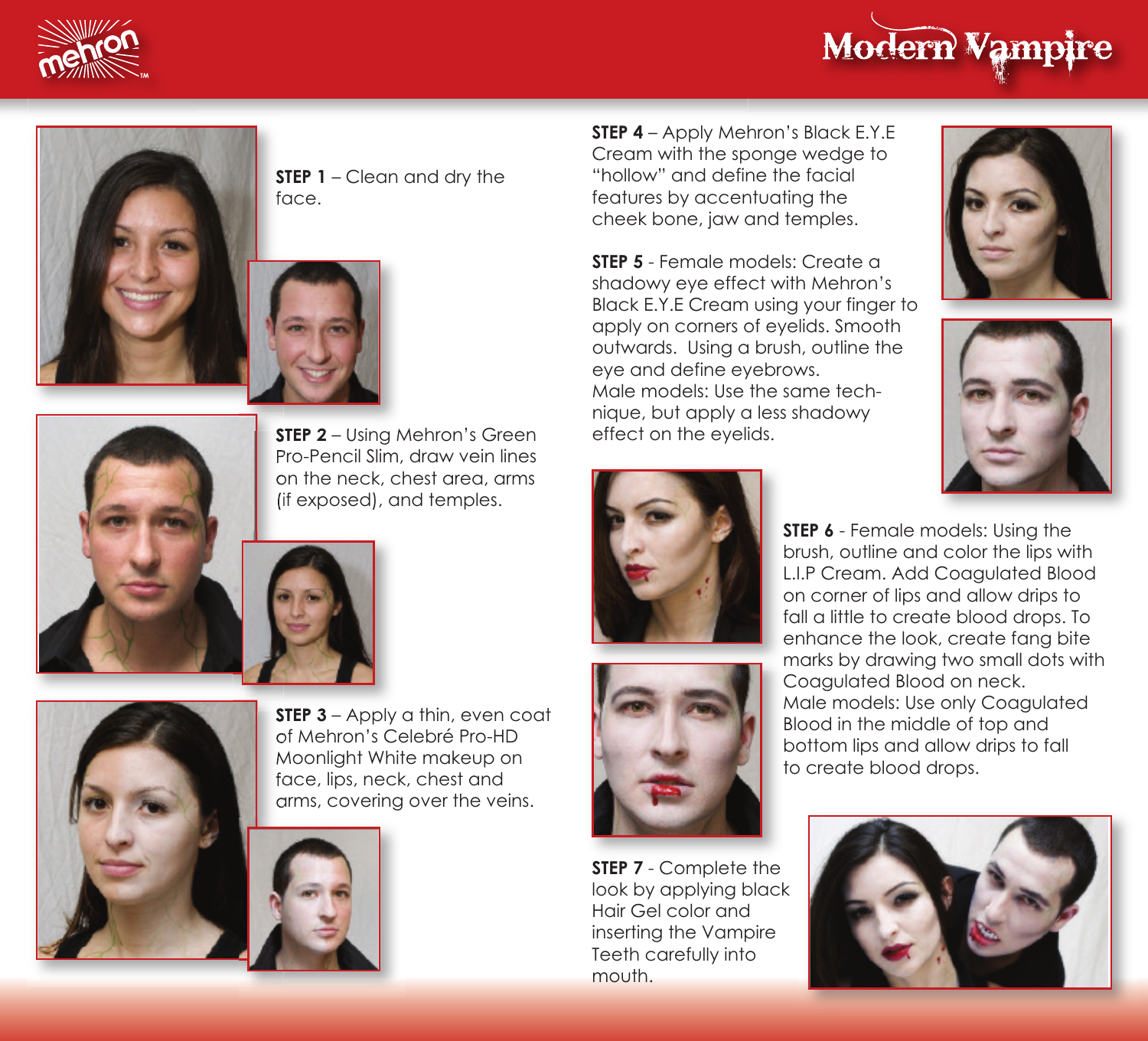# Modern Vampire

**STEP 1** – Clean and dry the face.

**STEP 2** – Using Mehron's Green Pro-Pencil Slim, draw vein lines on the neck, chest area, arms (if exposed), and temples.

**STEP 3** – Apply a thin, even coat of Mehron's Celebré Pro-HD Moonlight White makeup on face, lips, neck, chest and arms, covering over the veins.

**STEP 4** – Apply Mehron's Black E.Y.E Cream with the sponge wedge to "hollow" and define the facial features by accentuating the cheek bone, jaw and temples.

**STEP 5** - Female models: Create a shadowy eye effect with Mehron's Black E.Y.E Cream using your finger to apply on corners of eyelids. Smooth outwards. Using a brush, outline the eye and define eyebrows.
Male models: Use the same technique, but apply a less shadowy effect on the eyelids.

**STEP 6** - Female models: Using the brush, outline and color the lips with L.I.P Cream. Add Coagulated Blood on corner of lips and allow drips to fall a little to create blood drops. To enhance the look, create fang bite marks by drawing two small dots with Coagulated Blood on neck.
Male models: Use only Coagulated Blood in the middle of top and bottom lips and allow drips to fall to create blood drops.

**STEP 7** - Complete the look by applying black Hair Gel color and inserting the Vampire Teeth carefully into mouth.